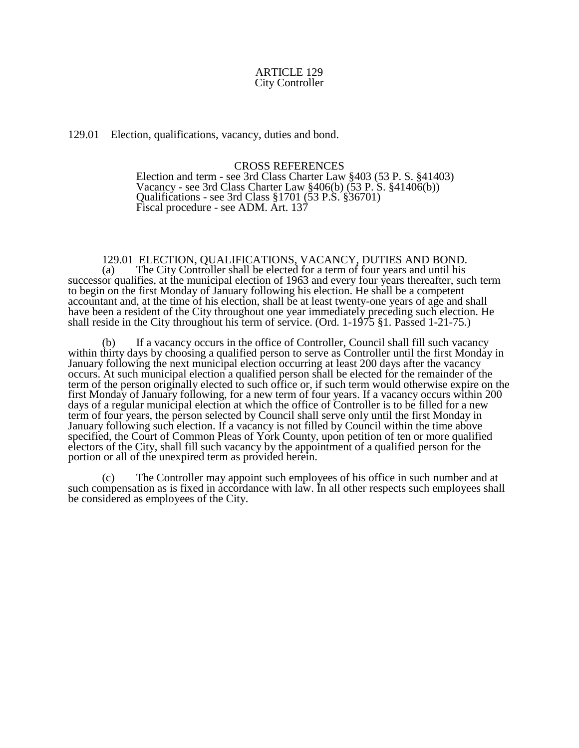# ARTICLE 129
## City Controller

129.01 Election, qualifications, vacancy, duties and bond.

CROSS REFERENCES
Election and term - see 3rd Class Charter Law §403 (53 P. S. §41403)
Vacancy - see 3rd Class Charter Law §406(b) (53 P. S. §41406(b))
Qualifications - see 3rd Class §1701 (53 P.S. §36701)
Fiscal procedure - see ADM. Art. 137

### 129.01 ELECTION, QUALIFICATIONS, VACANCY, DUTIES AND BOND.

(a) The City Controller shall be elected for a term of four years and until his successor qualifies, at the municipal election of 1963 and every four years thereafter, such term to begin on the first Monday of January following his election. He shall be a competent accountant and, at the time of his election, shall be at least twenty-one years of age and shall have been a resident of the City throughout one year immediately preceding such election. He shall reside in the City throughout his term of service. (Ord. 1-1975 §1. Passed 1-21-75.)

(b) If a vacancy occurs in the office of Controller, Council shall fill such vacancy within thirty days by choosing a qualified person to serve as Controller until the first Monday in January following the next municipal election occurring at least 200 days after the vacancy occurs. At such municipal election a qualified person shall be elected for the remainder of the term of the person originally elected to such office or, if such term would otherwise expire on the first Monday of January following, for a new term of four years. If a vacancy occurs within 200 days of a regular municipal election at which the office of Controller is to be filled for a new term of four years, the person selected by Council shall serve only until the first Monday in January following such election. If a vacancy is not filled by Council within the time above specified, the Court of Common Pleas of York County, upon petition of ten or more qualified electors of the City, shall fill such vacancy by the appointment of a qualified person for the portion or all of the unexpired term as provided herein.

(c) The Controller may appoint such employees of his office in such number and at such compensation as is fixed in accordance with law. In all other respects such employees shall be considered as employees of the City.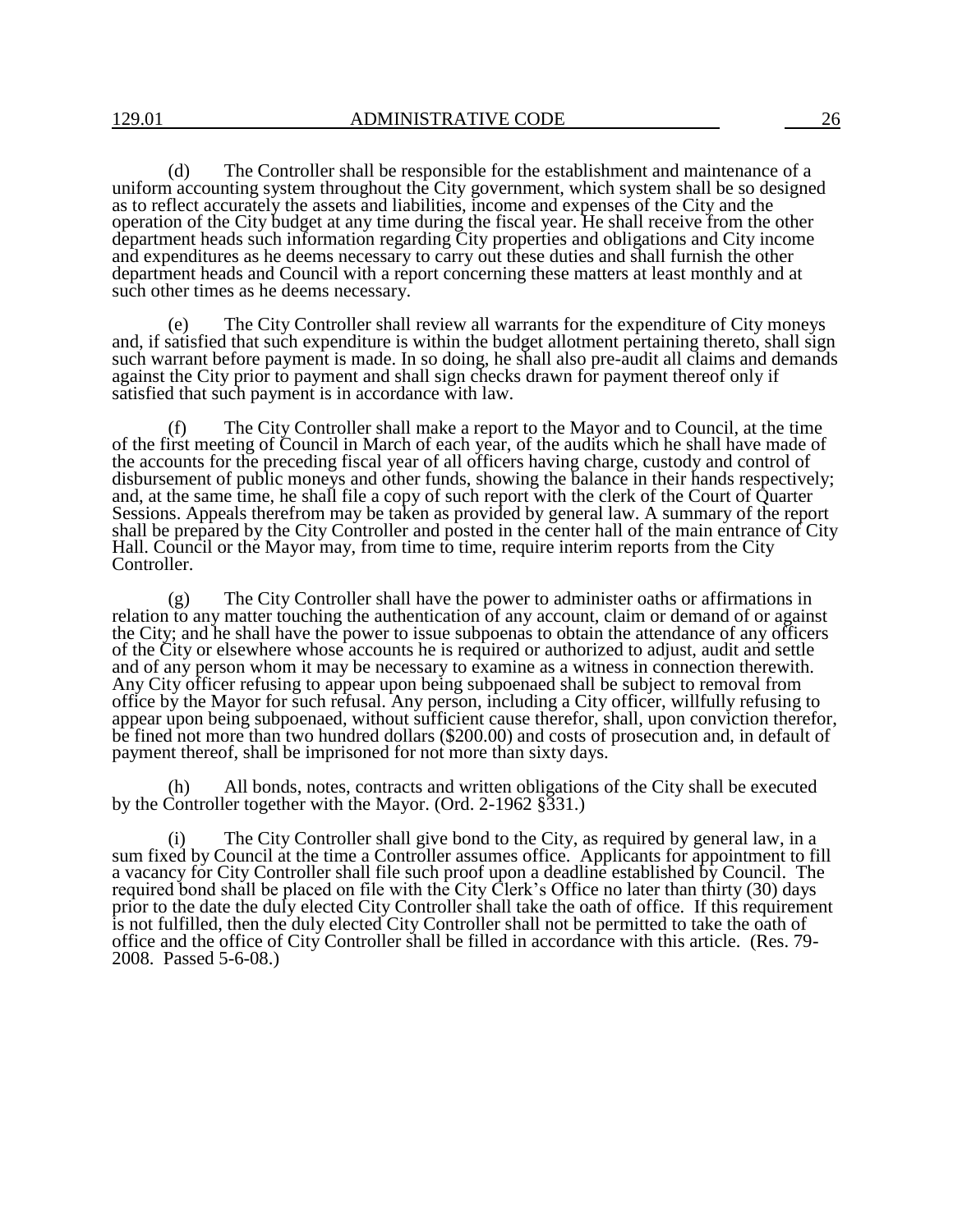(d) The Controller shall be responsible for the establishment and maintenance of a uniform accounting system throughout the City government, which system shall be so designed as to reflect accurately the assets and liabilities, income and expenses of the City and the operation of the City budget at any time during the fiscal year. He shall receive from the other department heads such information regarding City properties and obligations and City income and expenditures as he deems necessary to carry out these duties and shall furnish the other department heads and Council with a report concerning these matters at least monthly and at such other times as he deems necessary.

(e) The City Controller shall review all warrants for the expenditure of City moneys and, if satisfied that such expenditure is within the budget allotment pertaining thereto, shall sign such warrant before payment is made. In so doing, he shall also pre-audit all claims and demands against the City prior to payment and shall sign checks drawn for payment thereof only if satisfied that such payment is in accordance with law.

(f) The City Controller shall make a report to the Mayor and to Council, at the time of the first meeting of Council in March of each year, of the audits which he shall have made of the accounts for the preceding fiscal year of all officers having charge, custody and control of disbursement of public moneys and other funds, showing the balance in their hands respectively; and, at the same time, he shall file a copy of such report with the clerk of the Court of Quarter Sessions. Appeals therefrom may be taken as provided by general law. A summary of the report shall be prepared by the City Controller and posted in the center hall of the main entrance of City Hall. Council or the Mayor may, from time to time, require interim reports from the City Controller.

(g) The City Controller shall have the power to administer oaths or affirmations in relation to any matter touching the authentication of any account, claim or demand of or against the City; and he shall have the power to issue subpoenas to obtain the attendance of any officers of the City or elsewhere whose accounts he is required or authorized to adjust, audit and settle and of any person whom it may be necessary to examine as a witness in connection therewith. Any City officer refusing to appear upon being subpoenaed shall be subject to removal from office by the Mayor for such refusal. Any person, including a City officer, willfully refusing to appear upon being subpoenaed, without sufficient cause therefor, shall, upon conviction therefor, be fined not more than two hundred dollars ($200.00) and costs of prosecution and, in default of payment thereof, shall be imprisoned for not more than sixty days.

(h) All bonds, notes, contracts and written obligations of the City shall be executed by the Controller together with the Mayor. (Ord. 2-1962 §331.)

(i) The City Controller shall give bond to the City, as required by general law, in a sum fixed by Council at the time a Controller assumes office. Applicants for appointment to fill a vacancy for City Controller shall file such proof upon a deadline established by Council. The required bond shall be placed on file with the City Clerk's Office no later than thirty (30) days prior to the date the duly elected City Controller shall take the oath of office. If this requirement is not fulfilled, then the duly elected City Controller shall not be permitted to take the oath of office and the office of City Controller shall be filled in accordance with this article. (Res. 79-2008. Passed 5-6-08.)